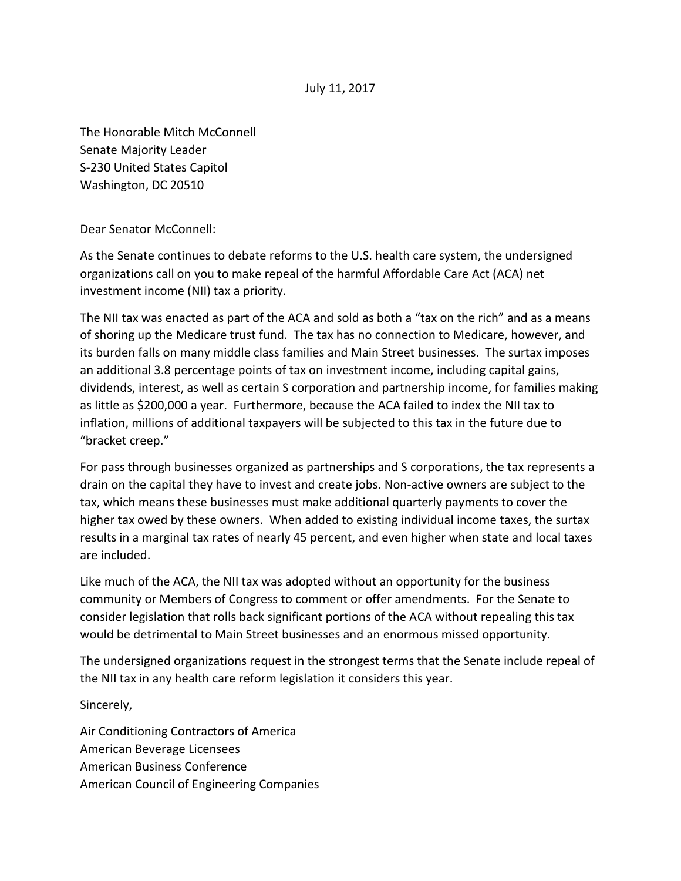July 11, 2017

The Honorable Mitch McConnell
Senate Majority Leader
S-230 United States Capitol
Washington, DC 20510

Dear Senator McConnell:

As the Senate continues to debate reforms to the U.S. health care system, the undersigned organizations call on you to make repeal of the harmful Affordable Care Act (ACA) net investment income (NII) tax a priority.

The NII tax was enacted as part of the ACA and sold as both a "tax on the rich" and as a means of shoring up the Medicare trust fund. The tax has no connection to Medicare, however, and its burden falls on many middle class families and Main Street businesses. The surtax imposes an additional 3.8 percentage points of tax on investment income, including capital gains, dividends, interest, as well as certain S corporation and partnership income, for families making as little as $200,000 a year. Furthermore, because the ACA failed to index the NII tax to inflation, millions of additional taxpayers will be subjected to this tax in the future due to "bracket creep."

For pass through businesses organized as partnerships and S corporations, the tax represents a drain on the capital they have to invest and create jobs. Non-active owners are subject to the tax, which means these businesses must make additional quarterly payments to cover the higher tax owed by these owners. When added to existing individual income taxes, the surtax results in a marginal tax rates of nearly 45 percent, and even higher when state and local taxes are included.

Like much of the ACA, the NII tax was adopted without an opportunity for the business community or Members of Congress to comment or offer amendments. For the Senate to consider legislation that rolls back significant portions of the ACA without repealing this tax would be detrimental to Main Street businesses and an enormous missed opportunity.

The undersigned organizations request in the strongest terms that the Senate include repeal of the NII tax in any health care reform legislation it considers this year.

Sincerely,

Air Conditioning Contractors of America
American Beverage Licensees
American Business Conference
American Council of Engineering Companies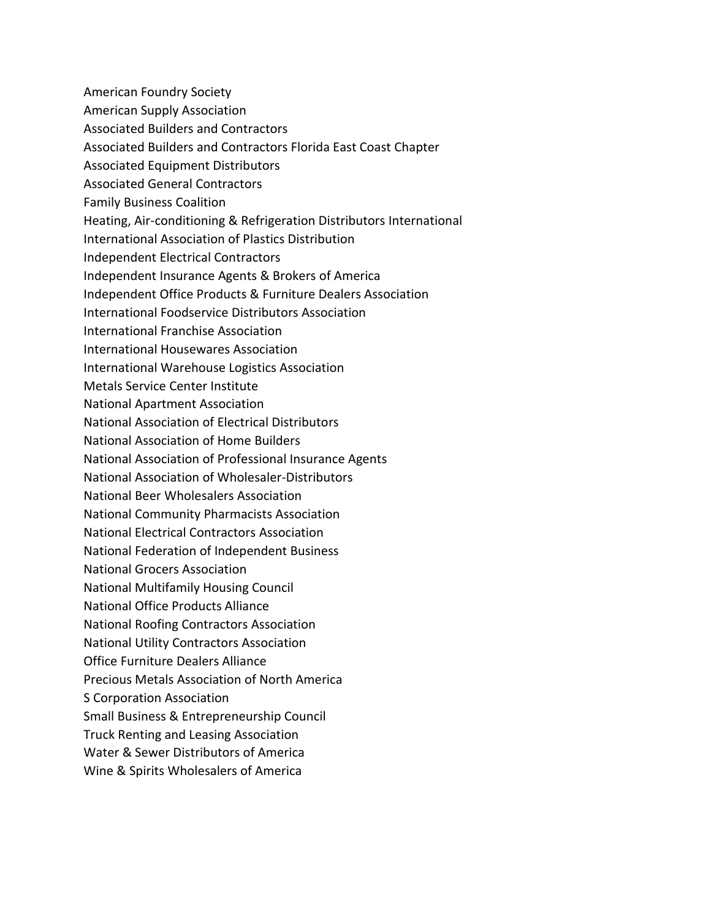American Foundry Society
American Supply Association
Associated Builders and Contractors
Associated Builders and Contractors Florida East Coast Chapter
Associated Equipment Distributors
Associated General Contractors
Family Business Coalition
Heating, Air-conditioning & Refrigeration Distributors International
International Association of Plastics Distribution
Independent Electrical Contractors
Independent Insurance Agents & Brokers of America
Independent Office Products & Furniture Dealers Association
International Foodservice Distributors Association
International Franchise Association
International Housewares Association
International Warehouse Logistics Association
Metals Service Center Institute
National Apartment Association
National Association of Electrical Distributors
National Association of Home Builders
National Association of Professional Insurance Agents
National Association of Wholesaler-Distributors
National Beer Wholesalers Association
National Community Pharmacists Association
National Electrical Contractors Association
National Federation of Independent Business
National Grocers Association
National Multifamily Housing Council
National Office Products Alliance
National Roofing Contractors Association
National Utility Contractors Association
Office Furniture Dealers Alliance
Precious Metals Association of North America
S Corporation Association
Small Business & Entrepreneurship Council
Truck Renting and Leasing Association
Water & Sewer Distributors of America
Wine & Spirits Wholesalers of America